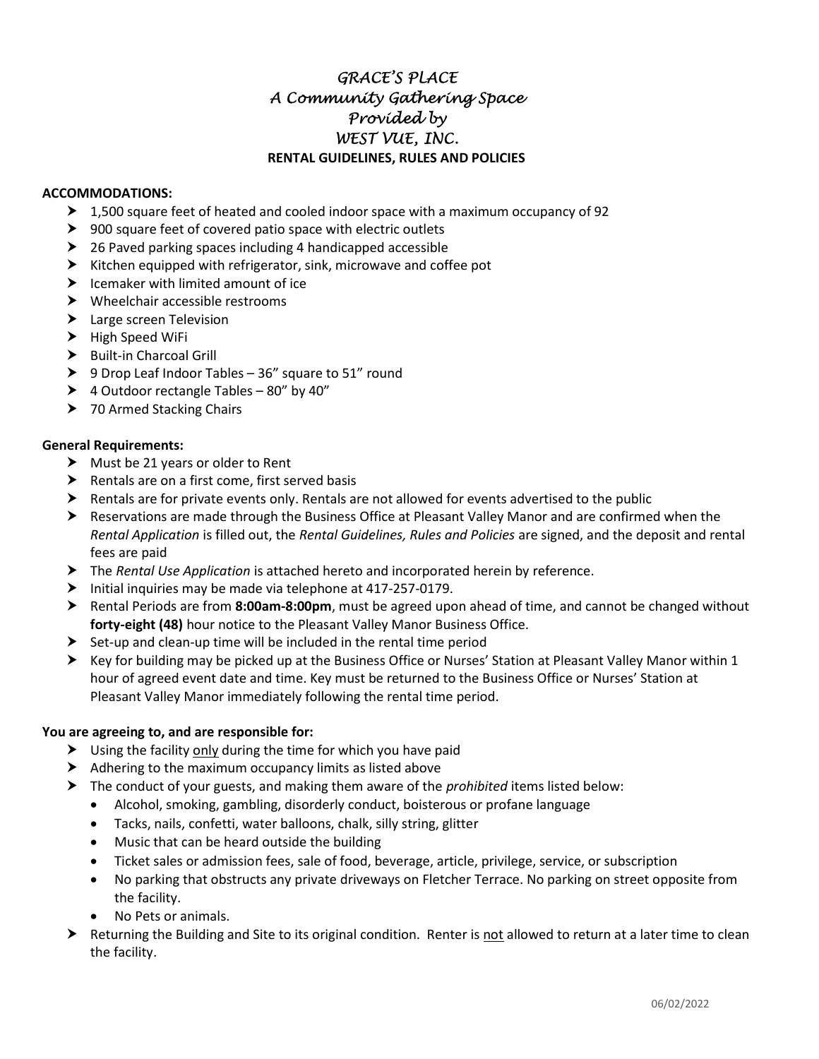# *GRACE'S PLACE*
# *A Community Gathering Space*
# *Provided by*
# *WEST VUE, INC.*

## RENTAL GUIDELINES, RULES AND POLICIES

**ACCOMMODATIONS:**

- 1,500 square feet of heated and cooled indoor space with a maximum occupancy of 92
- 900 square feet of covered patio space with electric outlets
- 26 Paved parking spaces including 4 handicapped accessible
- Kitchen equipped with refrigerator, sink, microwave and coffee pot
- Icemaker with limited amount of ice
- Wheelchair accessible restrooms
- Large screen Television
- High Speed WiFi
- Built-in Charcoal Grill
- 9 Drop Leaf Indoor Tables – 36" square to 51" round
- 4 Outdoor rectangle Tables – 80" by 40"
- 70 Armed Stacking Chairs

**General Requirements:**

- Must be 21 years or older to Rent
- Rentals are on a first come, first served basis
- Rentals are for private events only. Rentals are not allowed for events advertised to the public
- Reservations are made through the Business Office at Pleasant Valley Manor and are confirmed when the *Rental Application* is filled out, the *Rental Guidelines, Rules and Policies* are signed, and the deposit and rental fees are paid
- The *Rental Use Application* is attached hereto and incorporated herein by reference.
- Initial inquiries may be made via telephone at 417-257-0179.
- Rental Periods are from **8:00am-8:00pm**, must be agreed upon ahead of time, and cannot be changed without **forty-eight (48)** hour notice to the Pleasant Valley Manor Business Office.
- Set-up and clean-up time will be included in the rental time period
- Key for building may be picked up at the Business Office or Nurses' Station at Pleasant Valley Manor within 1 hour of agreed event date and time. Key must be returned to the Business Office or Nurses' Station at Pleasant Valley Manor immediately following the rental time period.

**You are agreeing to, and are responsible for:**

- Using the facility only during the time for which you have paid
- Adhering to the maximum occupancy limits as listed above
- The conduct of your guests, and making them aware of the *prohibited* items listed below:
  - Alcohol, smoking, gambling, disorderly conduct, boisterous or profane language
  - Tacks, nails, confetti, water balloons, chalk, silly string, glitter
  - Music that can be heard outside the building
  - Ticket sales or admission fees, sale of food, beverage, article, privilege, service, or subscription
  - No parking that obstructs any private driveways on Fletcher Terrace. No parking on street opposite from the facility.
  - No Pets or animals.
- Returning the Building and Site to its original condition. Renter is not allowed to return at a later time to clean the facility.

06/02/2022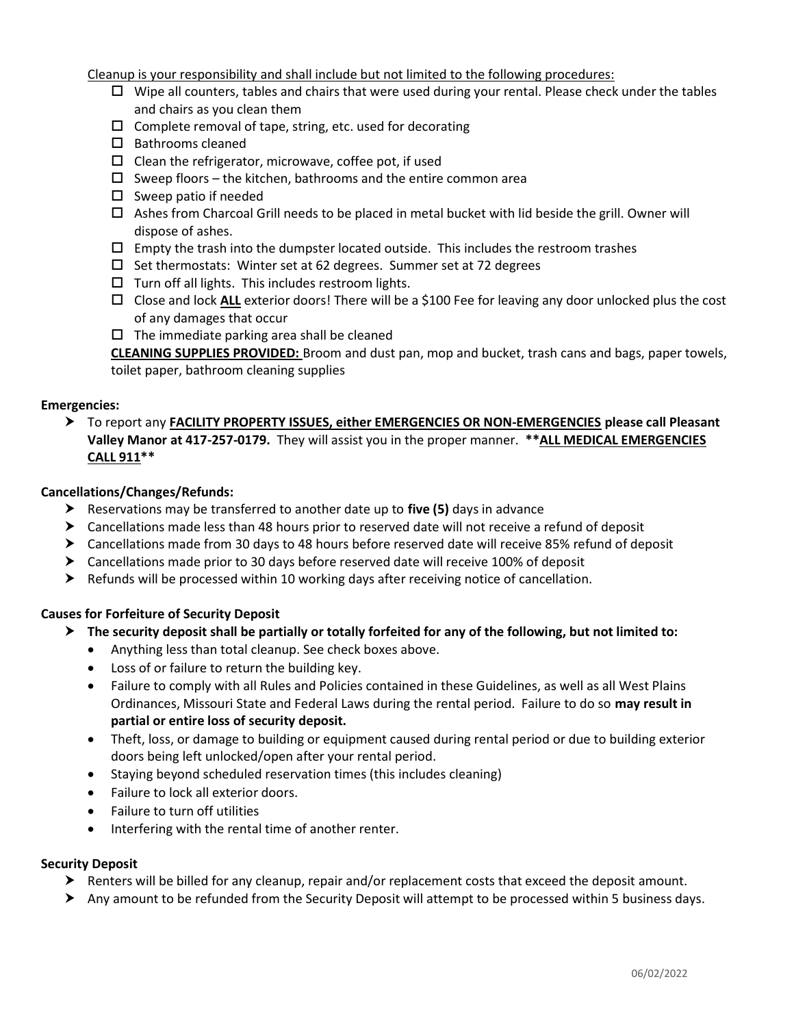Cleanup is your responsibility and shall include but not limited to the following procedures:

- ☐ Wipe all counters, tables and chairs that were used during your rental. Please check under the tables and chairs as you clean them
- ☐ Complete removal of tape, string, etc. used for decorating
- ☐ Bathrooms cleaned
- ☐ Clean the refrigerator, microwave, coffee pot, if used
- ☐ Sweep floors – the kitchen, bathrooms and the entire common area
- ☐ Sweep patio if needed
- ☐ Ashes from Charcoal Grill needs to be placed in metal bucket with lid beside the grill. Owner will dispose of ashes.
- ☐ Empty the trash into the dumpster located outside. This includes the restroom trashes
- ☐ Set thermostats: Winter set at 62 degrees. Summer set at 72 degrees
- ☐ Turn off all lights. This includes restroom lights.
- ☐ Close and lock **ALL** exterior doors! There will be a $100 Fee for leaving any door unlocked plus the cost of any damages that occur
- ☐ The immediate parking area shall be cleaned

**CLEANING SUPPLIES PROVIDED:** Broom and dust pan, mop and bucket, trash cans and bags, paper towels, toilet paper, bathroom cleaning supplies

**Emergencies:**

- To report any **FACILITY PROPERTY ISSUES, either EMERGENCIES OR NON-EMERGENCIES please call Pleasant Valley Manor at 417-257-0179.** They will assist you in the proper manner. **\*\*ALL MEDICAL EMERGENCIES CALL 911\*\***

**Cancellations/Changes/Refunds:**

- Reservations may be transferred to another date up to **five (5)** days in advance
- Cancellations made less than 48 hours prior to reserved date will not receive a refund of deposit
- Cancellations made from 30 days to 48 hours before reserved date will receive 85% refund of deposit
- Cancellations made prior to 30 days before reserved date will receive 100% of deposit
- Refunds will be processed within 10 working days after receiving notice of cancellation.

**Causes for Forfeiture of Security Deposit**

- **The security deposit shall be partially or totally forfeited for any of the following, but not limited to:**
  - Anything less than total cleanup. See check boxes above.
  - Loss of or failure to return the building key.
  - Failure to comply with all Rules and Policies contained in these Guidelines, as well as all West Plains Ordinances, Missouri State and Federal Laws during the rental period. Failure to do so **may result in partial or entire loss of security deposit.**
  - Theft, loss, or damage to building or equipment caused during rental period or due to building exterior doors being left unlocked/open after your rental period.
  - Staying beyond scheduled reservation times (this includes cleaning)
  - Failure to lock all exterior doors.
  - Failure to turn off utilities
  - Interfering with the rental time of another renter.

**Security Deposit**

- Renters will be billed for any cleanup, repair and/or replacement costs that exceed the deposit amount.
- Any amount to be refunded from the Security Deposit will attempt to be processed within 5 business days.

06/02/2022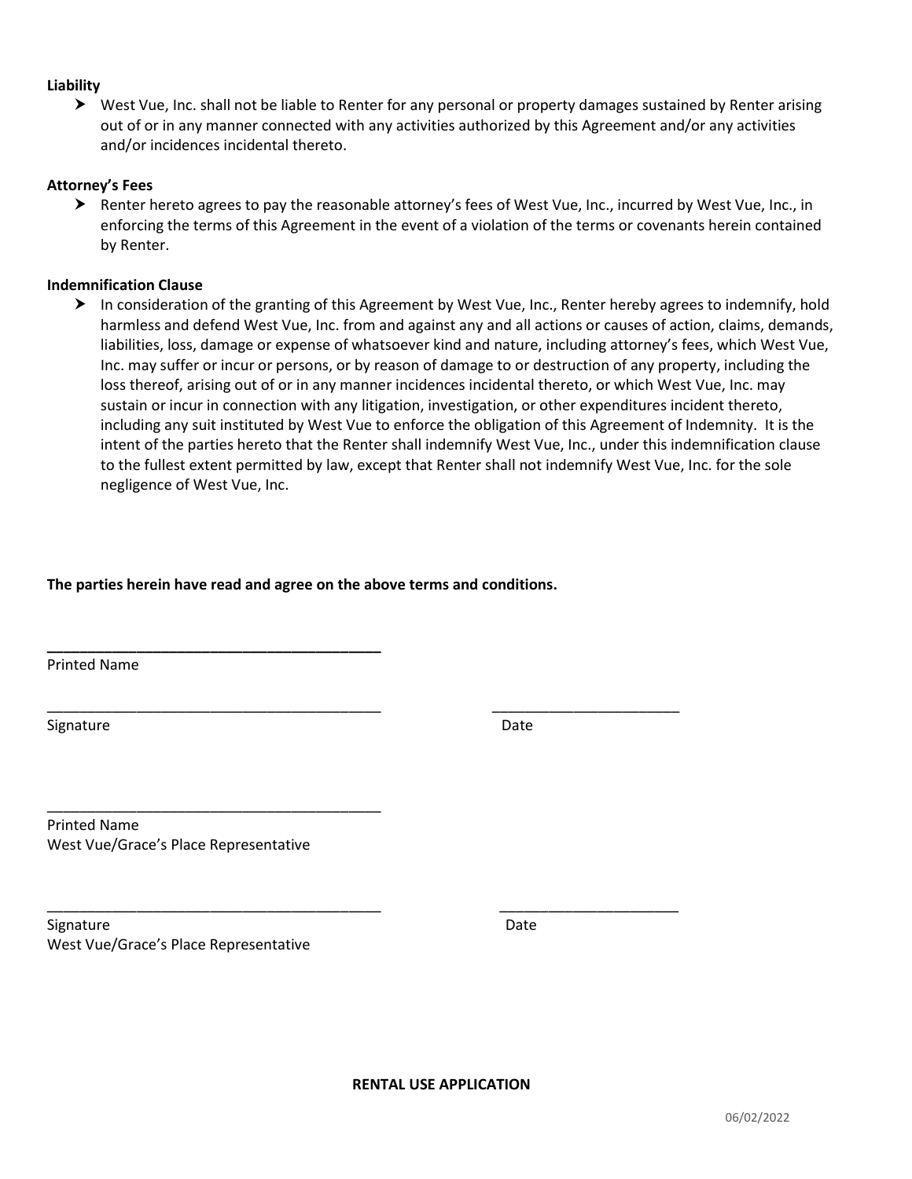**Liability**

- West Vue, Inc. shall not be liable to Renter for any personal or property damages sustained by Renter arising out of or in any manner connected with any activities authorized by this Agreement and/or any activities and/or incidences incidental thereto.

**Attorney's Fees**

- Renter hereto agrees to pay the reasonable attorney's fees of West Vue, Inc., incurred by West Vue, Inc., in enforcing the terms of this Agreement in the event of a violation of the terms or covenants herein contained by Renter.

**Indemnification Clause**

- In consideration of the granting of this Agreement by West Vue, Inc., Renter hereby agrees to indemnify, hold harmless and defend West Vue, Inc. from and against any and all actions or causes of action, claims, demands, liabilities, loss, damage or expense of whatsoever kind and nature, including attorney's fees, which West Vue, Inc. may suffer or incur or persons, or by reason of damage to or destruction of any property, including the loss thereof, arising out of or in any manner incidences incidental thereto, or which West Vue, Inc. may sustain or incur in connection with any litigation, investigation, or other expenditures incident thereto, including any suit instituted by West Vue to enforce the obligation of this Agreement of Indemnity. It is the intent of the parties hereto that the Renter shall indemnify West Vue, Inc., under this indemnification clause to the fullest extent permitted by law, except that Renter shall not indemnify West Vue, Inc. for the sole negligence of West Vue, Inc.

**The parties herein have read and agree on the above terms and conditions.**

\_\_\_\_\_\_\_\_\_\_\_\_\_\_\_\_\_\_\_\_\_\_\_\_\_\_\_\_\_\_\_\_\_\_\_\_\_\_\_\_
Printed Name

\_\_\_\_\_\_\_\_\_\_\_\_\_\_\_\_\_\_\_\_\_\_\_\_\_\_\_\_\_\_\_\_\_\_\_\_\_\_\_\_ \_\_\_\_\_\_\_\_\_\_\_\_\_\_\_\_\_\_\_\_\_\_\_
Signature Date

\_\_\_\_\_\_\_\_\_\_\_\_\_\_\_\_\_\_\_\_\_\_\_\_\_\_\_\_\_\_\_\_\_\_\_\_\_\_\_\_
Printed Name
West Vue/Grace's Place Representative

\_\_\_\_\_\_\_\_\_\_\_\_\_\_\_\_\_\_\_\_\_\_\_\_\_\_\_\_\_\_\_\_\_\_\_\_\_\_\_\_ \_\_\_\_\_\_\_\_\_\_\_\_\_\_\_\_\_\_\_\_\_\_\_
Signature Date
West Vue/Grace's Place Representative

**RENTAL USE APPLICATION**

06/02/2022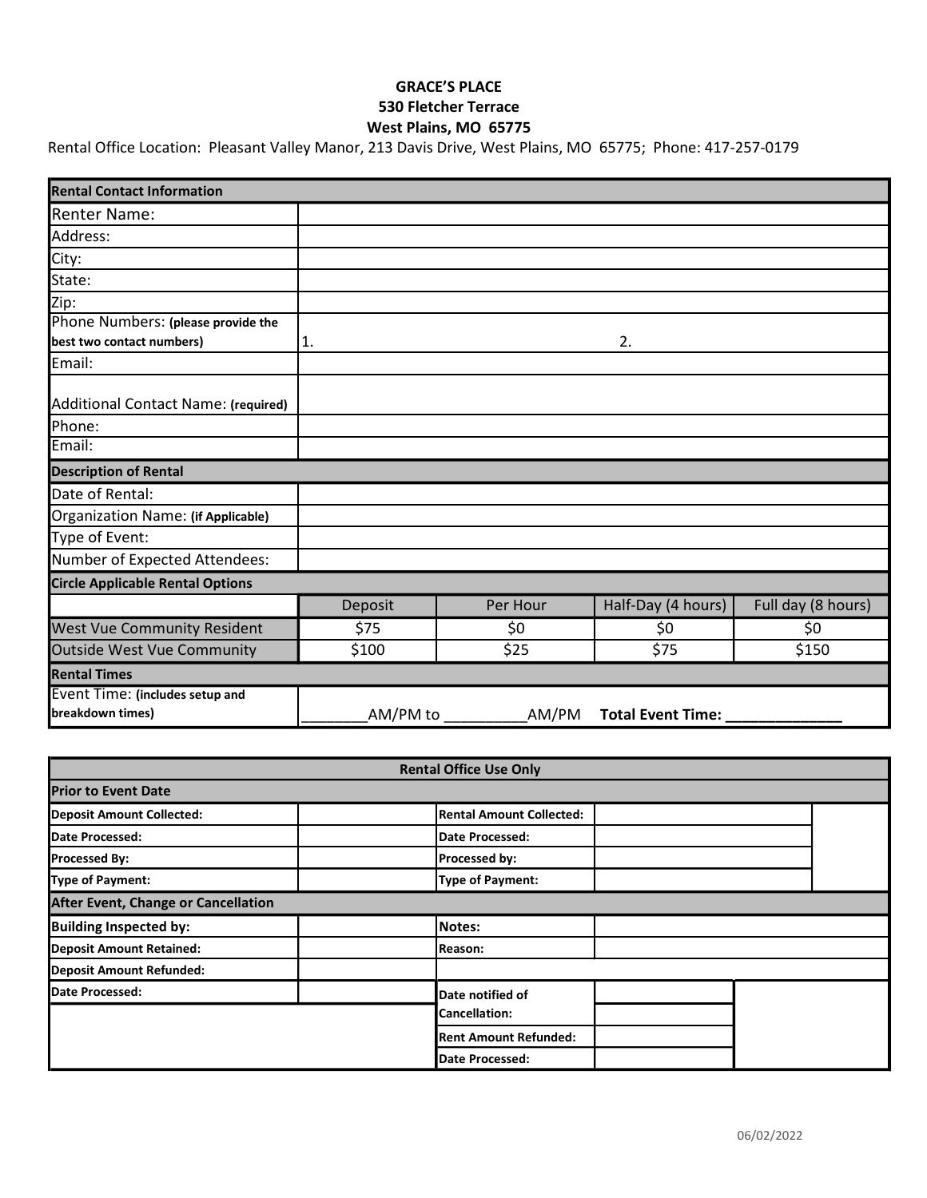**GRACE'S PLACE**
**530 Fletcher Terrace**
**West Plains, MO 65775**

Rental Office Location: Pleasant Valley Manor, 213 Davis Drive, West Plains, MO 65775; Phone: 417-257-0179

| **Rental Contact Information** | | | | |
|---|---|---|---|---|
| Renter Name: | | | | |
| Address: | | | | |
| City: | | | | |
| State: | | | | |
| Zip: | | | | |
| Phone Numbers: **(please provide the best two contact numbers)** | 1. | | 2. | |
| Email: | | | | |
| Additional Contact Name: **(required)** | | | | |
| Phone: | | | | |
| Email: | | | | |
| **Description of Rental** | | | | |
| Date of Rental: | | | | |
| Organization Name: **(if Applicable)** | | | | |
| Type of Event: | | | | |
| Number of Expected Attendees: | | | | |
| **Circle Applicable Rental Options** | | | | |
| | Deposit | Per Hour | Half-Day (4 hours) | Full day (8 hours) |
| West Vue Community Resident | $75 | $0 | $0 | $0 |
| Outside West Vue Community | $100 | $25 | $75 | $150 |
| **Rental Times** | | | | |
| Event Time: **(includes setup and breakdown times)** | _______AM/PM to _________AM/PM **Total Event Time: _____________** | | | |

| **Rental Office Use Only** | | | |
|---|---|---|---|
| **Prior to Event Date** | | | |
| **Deposit Amount Collected:** | | **Rental Amount Collected:** | |
| **Date Processed:** | | **Date Processed:** | |
| **Processed By:** | | **Processed by:** | |
| **Type of Payment:** | | **Type of Payment:** | |
| **After Event, Change or Cancellation** | | | |
| **Building Inspected by:** | | **Notes:** | |
| **Deposit Amount Retained:** | | **Reason:** | |
| **Deposit Amount Refunded:** | | | |
| **Date Processed:** | | **Date notified of Cancellation:** | |
| | | **Rent Amount Refunded:** | |
| | | **Date Processed:** | |

06/02/2022